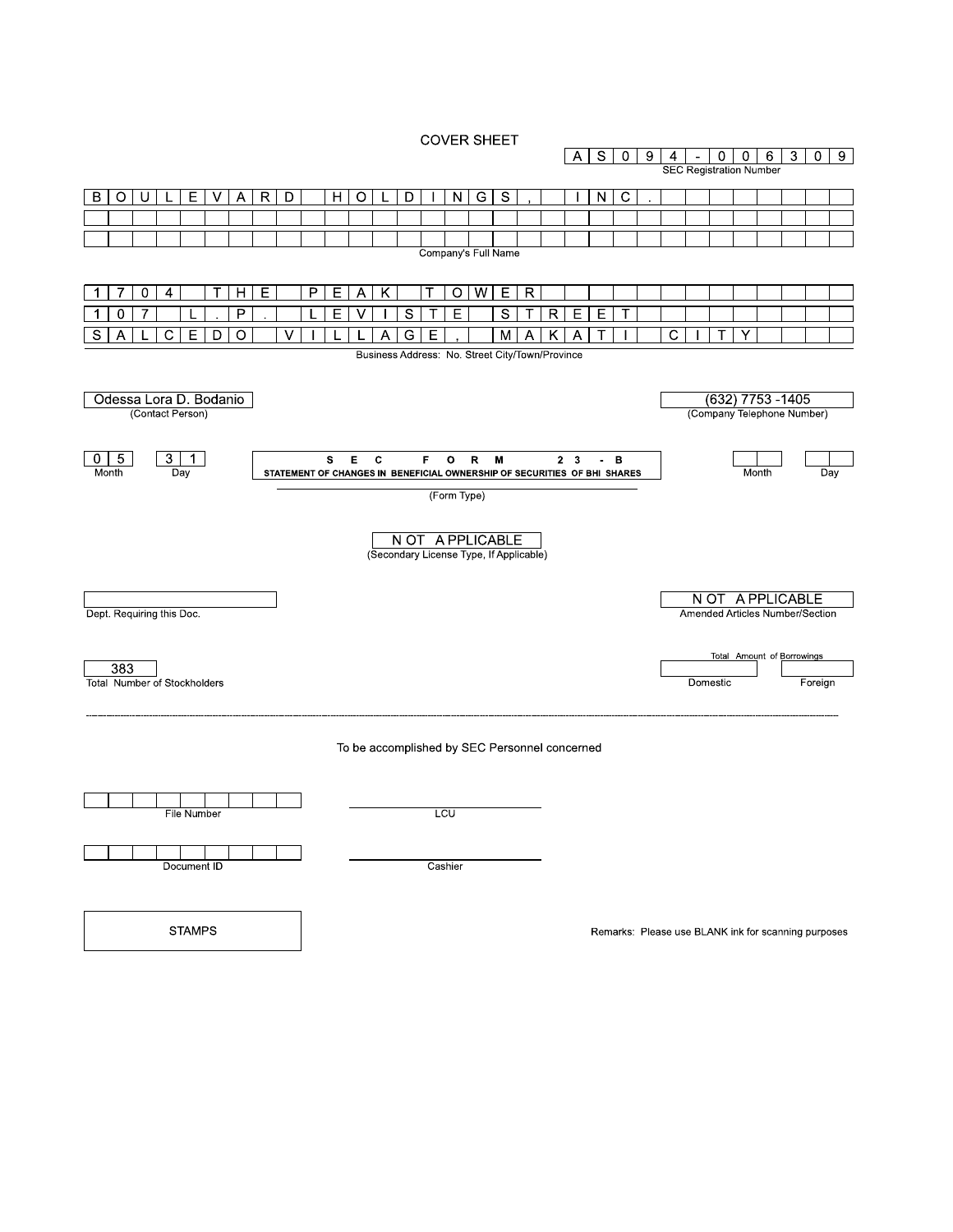# COVER SHEET

**A S 0 9 4 - 0 0 6 3 0 9**
SEC Registration Number

**B O U L E V A R D   H O L D I N G S ,   I N C .**

Company's Full Name

**1 7 0 4   T H E   P E A K   T O W E R**
**1 0 7   L . P .   L E V I S T E   S T R E E T**
**S A L C E D O   V I L L A G E ,   M A K A T I   C I T Y**

Business Address: No. Street City/Town/Province

| Odessa Lora D. Bodanio | (632) 7753 -1405 |
|---|---|
| (Contact Person) | (Company Telephone Number) |

| 0 5 | 3 1 | SEC FORM 23 - B<br>STATEMENT OF CHANGES IN BENEFICIAL OWNERSHIP OF SECURITIES OF BHI SHARES | | |
|---|---|---|---|---|
| Month | Day | (Form Type) | Month | Day |

NOT APPLICABLE
(Secondary License Type, If Applicable)

| | NOT APPLICABLE |
|---|---|
| Dept. Requiring this Doc. | Amended Articles Number/Section |

| 383 | Total Amount of Borrowings | |
|---|---|---|
| Total Number of Stockholders | Domestic | Foreign |

---

To be accomplished by SEC Personnel concerned

| | |
|---|---|
| File Number | LCU |
| Document ID | Cashier |

STAMPS

Remarks: Please use BLANK ink for scanning purposes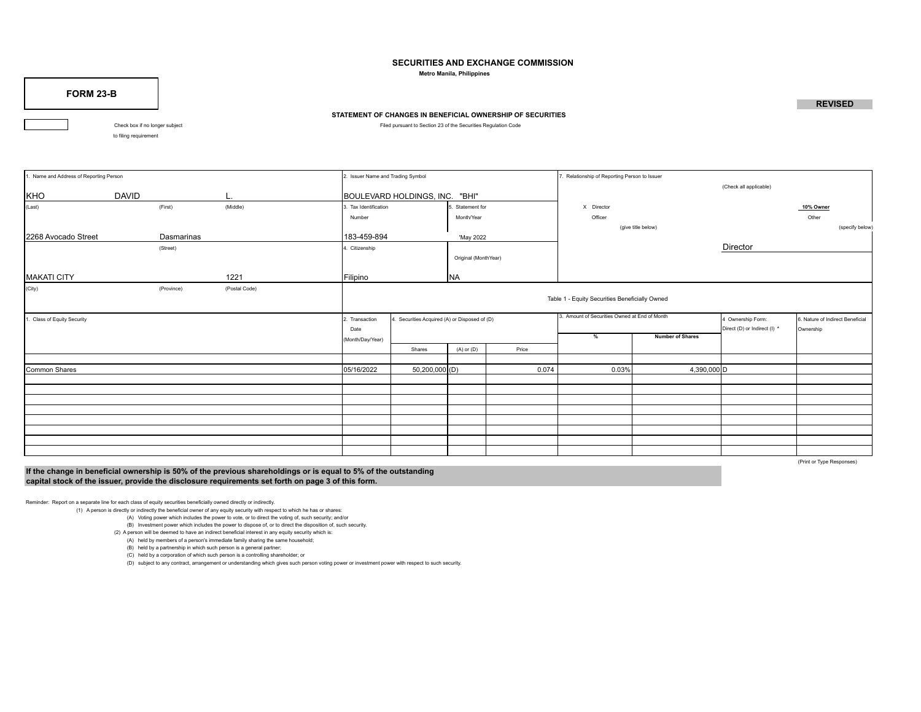# SECURITIES AND EXCHANGE COMMISSION

**Metro Manila, Philippines**

**FORM 23-B**

**REVISED**

**STATEMENT OF CHANGES IN BENEFICIAL OWNERSHIP OF SECURITIES**

Filed pursuant to Section 23 of the Securities Regulation Code

☐ Check box if no longer subject to filing requirement

| 1. Name and Address of Reporting Person | | | 2. Issuer Name and Trading Symbol | | 7. Relationship of Reporting Person to Issuer (Check all applicable) |
|---|---|---|---|---|---|
| KHO | DAVID | L. | BOULEVARD HOLDINGS, INC. "BHI" | | X Director / 10% Owner / Officer (give title below) / Other (specify below) |
| (Last) | (First) | (Middle) | 3. Tax Identification Number | 5. Statement for Month/Year | |
| 2268 Avocado Street | Dasmarinas | | 183-459-894 | 'May 2022 | Director |
| | (Street) | | 4. Citizenship | Original (MonthYear) | |
| MAKATI CITY | | 1221 | Filipino | NA | |
| (City) | (Province) | (Postal Code) | | | |

Table 1 - Equity Securities Beneficially Owned

| 1. Class of Equity Security | 2. Transaction Date (Month/Day/Year) | 4. Securities Acquired (A) or Disposed of (D) | | | 3. Amount of Securities Owned at End of Month | | 4 Ownership Form: Direct (D) or Indirect (I) * | 6. Nature of Indirect Beneficial Ownership |
|---|---|---|---|---|---|---|---|---|
| | | Shares | (A) or (D) | Price | % | Number of Shares | | |
| Common Shares | 05/16/2022 | 50,200,000 | (D) | 0.074 | 0.03% | 4,390,000 | D | |

(Print or Type Responses)

**If the change in beneficial ownership is 50% of the previous shareholdings or is equal to 5% of the outstanding capital stock of the issuer, provide the disclosure requirements set forth on page 3 of this form.**

Reminder: Report on a separate line for each class of equity securities beneficially owned directly or indirectly.

(1) A person is directly or indirectly the beneficial owner of any equity security with respect to which he has or shares:
- (A) Voting power which includes the power to vote, or to direct the voting of, such security; and/or
- (B) Investment power which includes the power to dispose of, or to direct the disposition of, such security.

(2) A person will be deemed to have an indirect beneficial interest in any equity security which is:
- (A) held by members of a person's immediate family sharing the same household;
- (B) held by a partnership in which such person is a general partner;
- (C) held by a corporation of which such person is a controlling shareholder; or
- (D) subject to any contract, arrangement or understanding which gives such person voting power or investment power with respect to such security.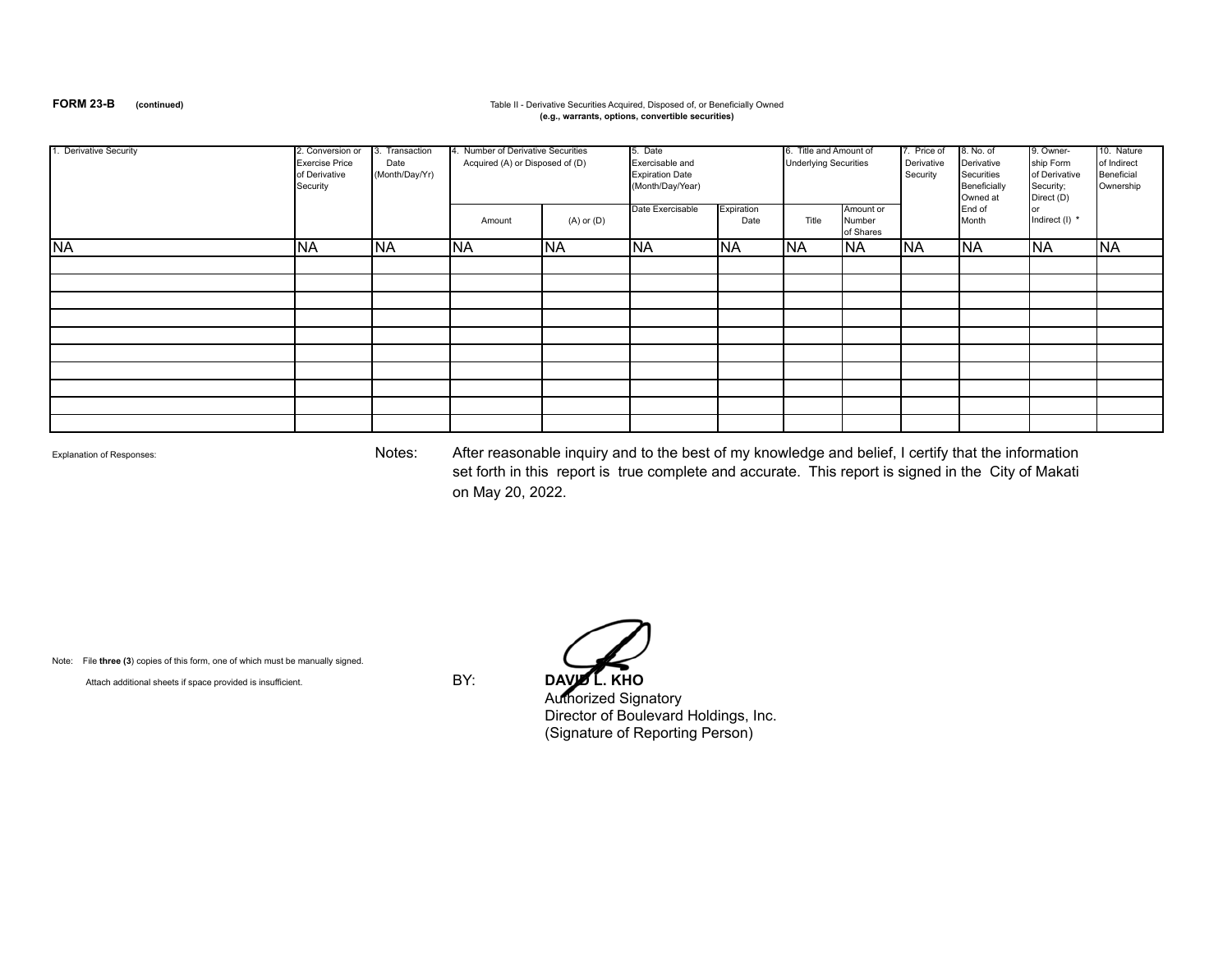**FORM 23-B** (continued)

Table II - Derivative Securities Acquired, Disposed of, or Beneficially Owned
**(e.g., warrants, options, convertible securities)**

| 1. Derivative Security | 2. Conversion or Exercise Price of Derivative Security | 3. Transaction Date (Month/Day/Yr) | 4. Number of Derivative Securities Acquired (A) or Disposed of (D) | | 5. Date Exercisable and Expiration Date (Month/Day/Year) | | 6. Title and Amount of Underlying Securities | | 7. Price of Derivative Security | 8. No. of Derivative Securities Beneficially Owned at End of Month | 9. Owner-ship Form of Derivative Security; Direct (D) or Indirect (I) * | 10. Nature of Indirect Beneficial Ownership |
|---|---|---|---|---|---|---|---|---|---|---|---|---|
| | | | Amount | (A) or (D) | Date Exercisable | Expiration Date | Title | Amount or Number of Shares | | | | |
| NA | NA | NA | NA | NA | NA | NA | NA | NA | NA | NA | NA | NA |
| | | | | | | | | | | | | |
| | | | | | | | | | | | | |
| | | | | | | | | | | | | |
| | | | | | | | | | | | | |
| | | | | | | | | | | | | |
| | | | | | | | | | | | | |
| | | | | | | | | | | | | |
| | | | | | | | | | | | | |
| | | | | | | | | | | | | |
| | | | | | | | | | | | | |

Explanation of Responses:

Notes: After reasonable inquiry and to the best of my knowledge and belief, I certify that the information set forth in this report is true complete and accurate. This report is signed in the City of Makati on May 20, 2022.

Note: File **three (3)** copies of this form, one of which must be manually signed.

Attach additional sheets if space provided is insufficient.

BY: **DAVID L. KHO**
Authorized Signatory
Director of Boulevard Holdings, Inc.
(Signature of Reporting Person)